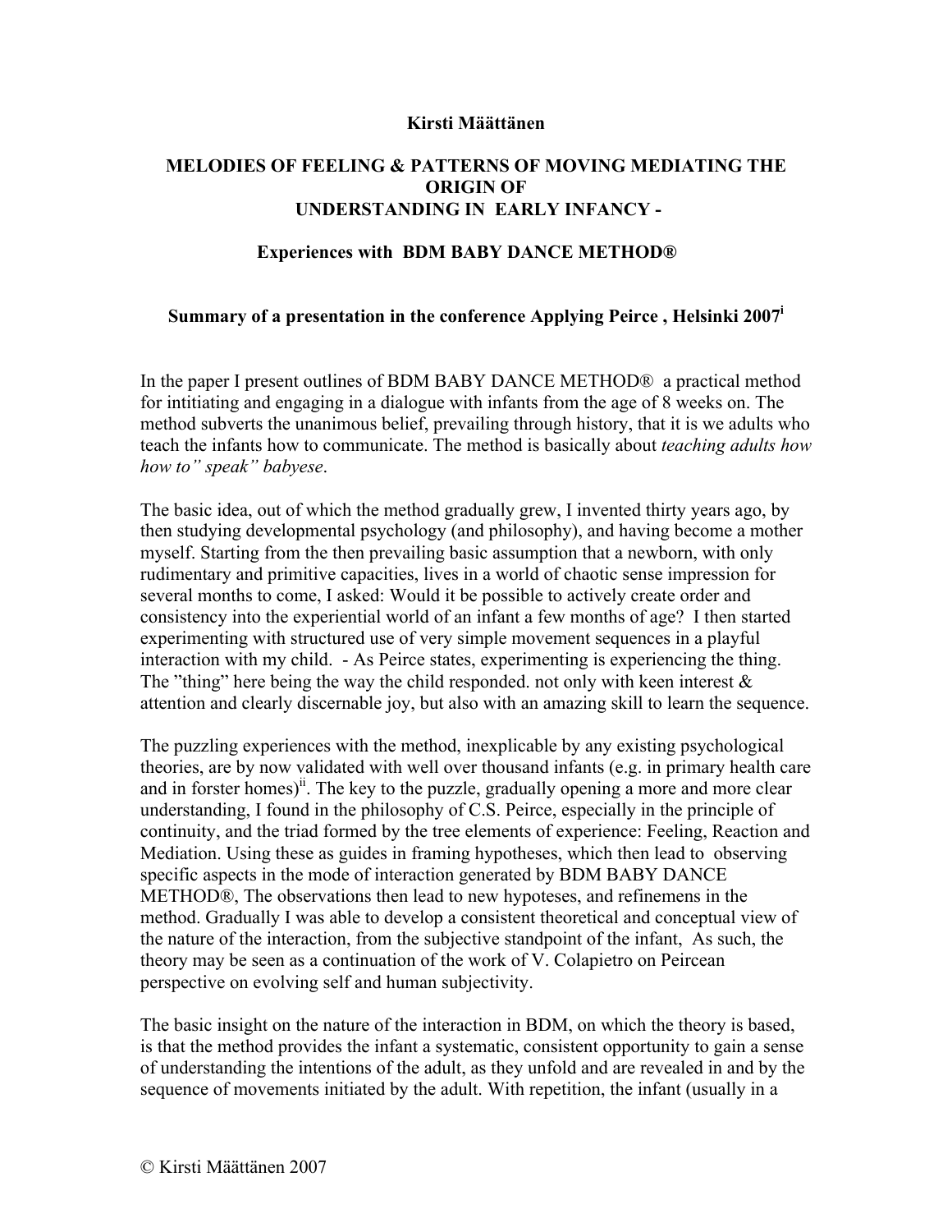**Kirsti Määttänen**

# MELODIES OF FEELING & PATTERNS OF MOVING MEDIATING THE ORIGIN OF UNDERSTANDING IN EARLY INFANCY -

## Experiences with BDM BABY DANCE METHOD®

### Summary of a presentation in the conference Applying Peirce , Helsinki 2007[i]

In the paper I present outlines of BDM BABY DANCE METHOD® a practical method for intitiating and engaging in a dialogue with infants from the age of 8 weeks on. The method subverts the unanimous belief, prevailing through history, that it is we adults who teach the infants how to communicate. The method is basically about *teaching adults how how to" speak" babyese*.

The basic idea, out of which the method gradually grew, I invented thirty years ago, by then studying developmental psychology (and philosophy), and having become a mother myself. Starting from the then prevailing basic assumption that a newborn, with only rudimentary and primitive capacities, lives in a world of chaotic sense impression for several months to come, I asked: Would it be possible to actively create order and consistency into the experiential world of an infant a few months of age? I then started experimenting with structured use of very simple movement sequences in a playful interaction with my child. - As Peirce states, experimenting is experiencing the thing. The "thing" here being the way the child responded. not only with keen interest & attention and clearly discernable joy, but also with an amazing skill to learn the sequence.

The puzzling experiences with the method, inexplicable by any existing psychological theories, are by now validated with well over thousand infants (e.g. in primary health care and in forster homes)[ii]. The key to the puzzle, gradually opening a more and more clear understanding, I found in the philosophy of C.S. Peirce, especially in the principle of continuity, and the triad formed by the tree elements of experience: Feeling, Reaction and Mediation. Using these as guides in framing hypotheses, which then lead to observing specific aspects in the mode of interaction generated by BDM BABY DANCE METHOD®, The observations then lead to new hypoteses, and refinemens in the method. Gradually I was able to develop a consistent theoretical and conceptual view of the nature of the interaction, from the subjective standpoint of the infant, As such, the theory may be seen as a continuation of the work of V. Colapietro on Peircean perspective on evolving self and human subjectivity.

The basic insight on the nature of the interaction in BDM, on which the theory is based, is that the method provides the infant a systematic, consistent opportunity to gain a sense of understanding the intentions of the adult, as they unfold and are revealed in and by the sequence of movements initiated by the adult. With repetition, the infant (usually in a

© Kirsti Määttänen 2007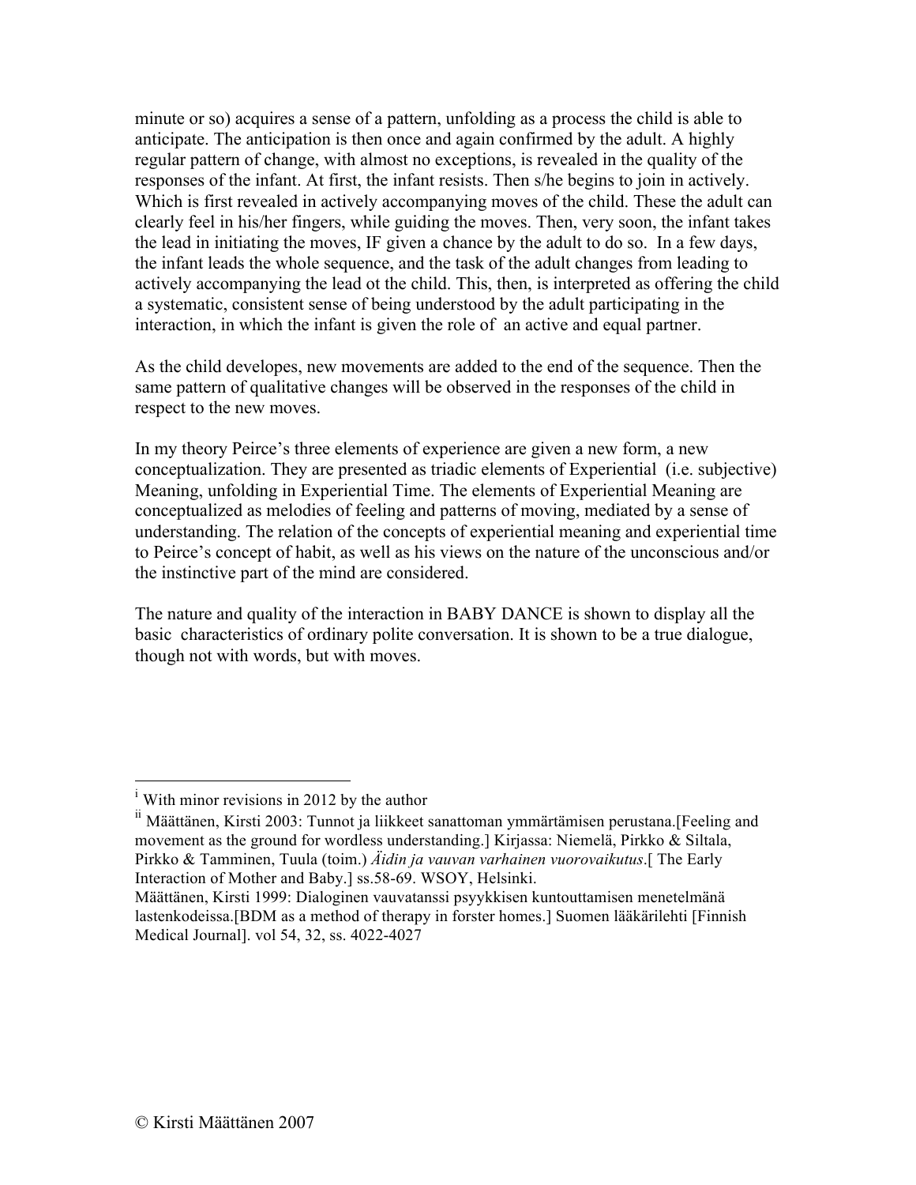minute or so) acquires a sense of a pattern, unfolding as a process the child is able to anticipate. The anticipation is then once and again confirmed by the adult. A highly regular pattern of change, with almost no exceptions, is revealed in the quality of the responses of the infant. At first, the infant resists. Then s/he begins to join in actively. Which is first revealed in actively accompanying moves of the child. These the adult can clearly feel in his/her fingers, while guiding the moves. Then, very soon, the infant takes the lead in initiating the moves, IF given a chance by the adult to do so. In a few days, the infant leads the whole sequence, and the task of the adult changes from leading to actively accompanying the lead ot the child. This, then, is interpreted as offering the child a systematic, consistent sense of being understood by the adult participating in the interaction, in which the infant is given the role of an active and equal partner.

As the child developes, new movements are added to the end of the sequence. Then the same pattern of qualitative changes will be observed in the responses of the child in respect to the new moves.

In my theory Peirce's three elements of experience are given a new form, a new conceptualization. They are presented as triadic elements of Experiential (i.e. subjective) Meaning, unfolding in Experiential Time. The elements of Experiential Meaning are conceptualized as melodies of feeling and patterns of moving, mediated by a sense of understanding. The relation of the concepts of experiential meaning and experiential time to Peirce's concept of habit, as well as his views on the nature of the unconscious and/or the instinctive part of the mind are considered.

The nature and quality of the interaction in BABY DANCE is shown to display all the basic characteristics of ordinary polite conversation. It is shown to be a true dialogue, though not with words, but with moves.

---

[i] With minor revisions in 2012 by the author

[ii] Määttänen, Kirsti 2003: Tunnot ja liikkeet sanattoman ymmärtämisen perustana.[Feeling and movement as the ground for wordless understanding.] Kirjassa: Niemelä, Pirkko & Siltala, Pirkko & Tamminen, Tuula (toim.) *Äidin ja vauvan varhainen vuorovaikutus*.[ The Early Interaction of Mother and Baby.] ss.58-69. WSOY, Helsinki.

Määttänen, Kirsti 1999: Dialoginen vauvatanssi psyykkisen kuntouttamisen menetelmänä lastenkodeissa.[BDM as a method of therapy in forster homes.] Suomen lääkärilehti [Finnish Medical Journal]. vol 54, 32, ss. 4022-4027

© Kirsti Määttänen 2007